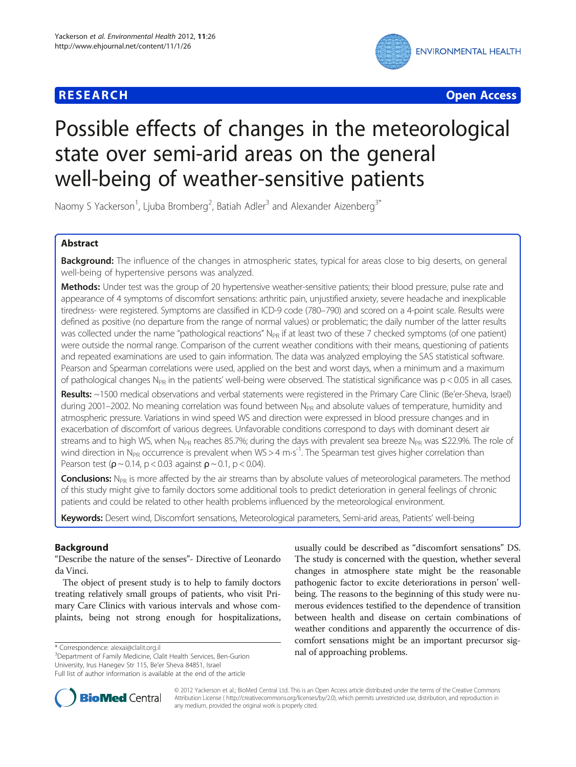**RESEARCH** **Open Access**

# Possible effects of changes in the meteorological state over semi-arid areas on the general well-being of weather-sensitive patients

Naomy S Yackerson[1], Ljuba Bromberg[2], Batiah Adler[3] and Alexander Aizenberg[3*]

## Abstract

**Background:** The influence of the changes in atmospheric states, typical for areas close to big deserts, on general well-being of hypertensive persons was analyzed.

**Methods:** Under test was the group of 20 hypertensive weather-sensitive patients; their blood pressure, pulse rate and appearance of 4 symptoms of discomfort sensations: arthritic pain, unjustified anxiety, severe headache and inexplicable tiredness- were registered. Symptoms are classified in ICD-9 code (780–790) and scored on a 4-point scale. Results were defined as positive (no departure from the range of normal values) or problematic; the daily number of the latter results was collected under the name "pathological reactions" $N_{PR}$ if at least two of these 7 checked symptoms (of one patient) were outside the normal range. Comparison of the current weather conditions with their means, questioning of patients and repeated examinations are used to gain information. The data was analyzed employing the SAS statistical software. Pearson and Spearman correlations were used, applied on the best and worst days, when a minimum and a maximum of pathological changes $N_{PR}$ in the patients' well-being were observed. The statistical significance was $p < 0.05$ in all cases.

**Results:** ~1500 medical observations and verbal statements were registered in the Primary Care Clinic (Be'er-Sheva, Israel) during 2001–2002. No meaning correlation was found between $N_{PR}$ and absolute values of temperature, humidity and atmospheric pressure. Variations in wind speed WS and direction were expressed in blood pressure changes and in exacerbation of discomfort of various degrees. Unfavorable conditions correspond to days with dominant desert air streams and to high WS, when $N_{PR}$ reaches 85.7%; during the days with prevalent sea breeze $N_{PR}$ was ≤22.9%. The role of wind direction in $N_{PR}$ occurrence is prevalent when WS > 4 $m \cdot s^{-1}$. The Spearman test gives higher correlation than Pearson test ($\rho \sim 0.14$, $p < 0.03$ against $\rho \sim 0.1$, $p < 0.04$).

**Conclusions:** $N_{PR}$ is more affected by the air streams than by absolute values of meteorological parameters. The method of this study might give to family doctors some additional tools to predict deterioration in general feelings of chronic patients and could be related to other health problems influenced by the meteorological environment.

**Keywords:** Desert wind, Discomfort sensations, Meteorological parameters, Semi-arid areas, Patients' well-being

## Background

"Describe the nature of the senses"- Directive of Leonardo da Vinci.

The object of present study is to help to family doctors treating relatively small groups of patients, who visit Primary Care Clinics with various intervals and whose complaints, being not strong enough for hospitalizations, usually could be described as "discomfort sensations" DS. The study is concerned with the question, whether several changes in atmosphere state might be the reasonable pathogenic factor to excite deteriorations in person' well-being. The reasons to the beginning of this study were numerous evidences testified to the dependence of transition between health and disease on certain combinations of weather conditions and apparently the occurrence of discomfort sensations might be an important precursor signal of approaching problems.

\* Correspondence: alexai@clalit.org.il

[3]Department of Family Medicine, Clalit Health Services, Ben-Gurion University, Irus Hanegev Str 115, Be'er Sheva 84851, Israel

Full list of author information is available at the end of the article

© 2012 Yackerson et al.; BioMed Central Ltd. This is an Open Access article distributed under the terms of the Creative Commons Attribution License ( http://creativecommons.org/licenses/by/2.0), which permits unrestricted use, distribution, and reproduction in any medium, provided the original work is properly cited.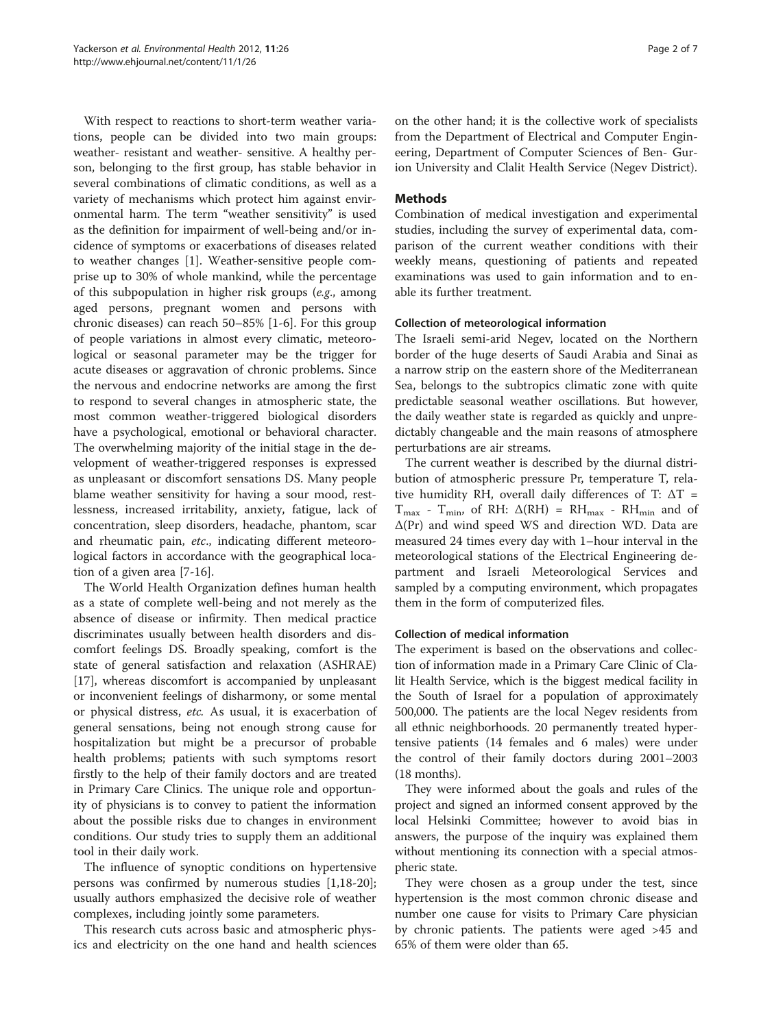With respect to reactions to short-term weather variations, people can be divided into two main groups: weather- resistant and weather- sensitive. A healthy person, belonging to the first group, has stable behavior in several combinations of climatic conditions, as well as a variety of mechanisms which protect him against environmental harm. The term "weather sensitivity" is used as the definition for impairment of well-being and/or incidence of symptoms or exacerbations of diseases related to weather changes [1]. Weather-sensitive people comprise up to 30% of whole mankind, while the percentage of this subpopulation in higher risk groups (*e.g.*, among aged persons, pregnant women and persons with chronic diseases) can reach 50–85% [1-6]. For this group of people variations in almost every climatic, meteorological or seasonal parameter may be the trigger for acute diseases or aggravation of chronic problems. Since the nervous and endocrine networks are among the first to respond to several changes in atmospheric state, the most common weather-triggered biological disorders have a psychological, emotional or behavioral character. The overwhelming majority of the initial stage in the development of weather-triggered responses is expressed as unpleasant or discomfort sensations DS. Many people blame weather sensitivity for having a sour mood, restlessness, increased irritability, anxiety, fatigue, lack of concentration, sleep disorders, headache, phantom, scar and rheumatic pain, *etc.*, indicating different meteorological factors in accordance with the geographical location of a given area [7-16].

The World Health Organization defines human health as a state of complete well-being and not merely as the absence of disease or infirmity. Then medical practice discriminates usually between health disorders and discomfort feelings DS. Broadly speaking, comfort is the state of general satisfaction and relaxation (ASHRAE) [17], whereas discomfort is accompanied by unpleasant or inconvenient feelings of disharmony, or some mental or physical distress, *etc.* As usual, it is exacerbation of general sensations, being not enough strong cause for hospitalization but might be a precursor of probable health problems; patients with such symptoms resort firstly to the help of their family doctors and are treated in Primary Care Clinics. The unique role and opportunity of physicians is to convey to patient the information about the possible risks due to changes in environment conditions. Our study tries to supply them an additional tool in their daily work.

The influence of synoptic conditions on hypertensive persons was confirmed by numerous studies [1,18-20]; usually authors emphasized the decisive role of weather complexes, including jointly some parameters.

This research cuts across basic and atmospheric physics and electricity on the one hand and health sciences on the other hand; it is the collective work of specialists from the Department of Electrical and Computer Engineering, Department of Computer Sciences of Ben- Gurion University and Clalit Health Service (Negev District).

## Methods

Combination of medical investigation and experimental studies, including the survey of experimental data, comparison of the current weather conditions with their weekly means, questioning of patients and repeated examinations was used to gain information and to enable its further treatment.

### Collection of meteorological information

The Israeli semi-arid Negev, located on the Northern border of the huge deserts of Saudi Arabia and Sinai as a narrow strip on the eastern shore of the Mediterranean Sea, belongs to the subtropics climatic zone with quite predictable seasonal weather oscillations. But however, the daily weather state is regarded as quickly and unpredictably changeable and the main reasons of atmosphere perturbations are air streams.

The current weather is described by the diurnal distribution of atmospheric pressure Pr, temperature T, relative humidity RH, overall daily differences of T: $\Delta T = T_{max} - T_{min}$, of RH: $\Delta(RH) = RH_{max} - RH_{min}$ and of $\Delta(Pr)$ and wind speed WS and direction WD. Data are measured 24 times every day with 1–hour interval in the meteorological stations of the Electrical Engineering department and Israeli Meteorological Services and sampled by a computing environment, which propagates them in the form of computerized files.

### Collection of medical information

The experiment is based on the observations and collection of information made in a Primary Care Clinic of Clalit Health Service, which is the biggest medical facility in the South of Israel for a population of approximately 500,000. The patients are the local Negev residents from all ethnic neighborhoods. 20 permanently treated hypertensive patients (14 females and 6 males) were under the control of their family doctors during 2001–2003 (18 months).

They were informed about the goals and rules of the project and signed an informed consent approved by the local Helsinki Committee; however to avoid bias in answers, the purpose of the inquiry was explained them without mentioning its connection with a special atmospheric state.

They were chosen as a group under the test, since hypertension is the most common chronic disease and number one cause for visits to Primary Care physician by chronic patients. The patients were aged >45 and 65% of them were older than 65.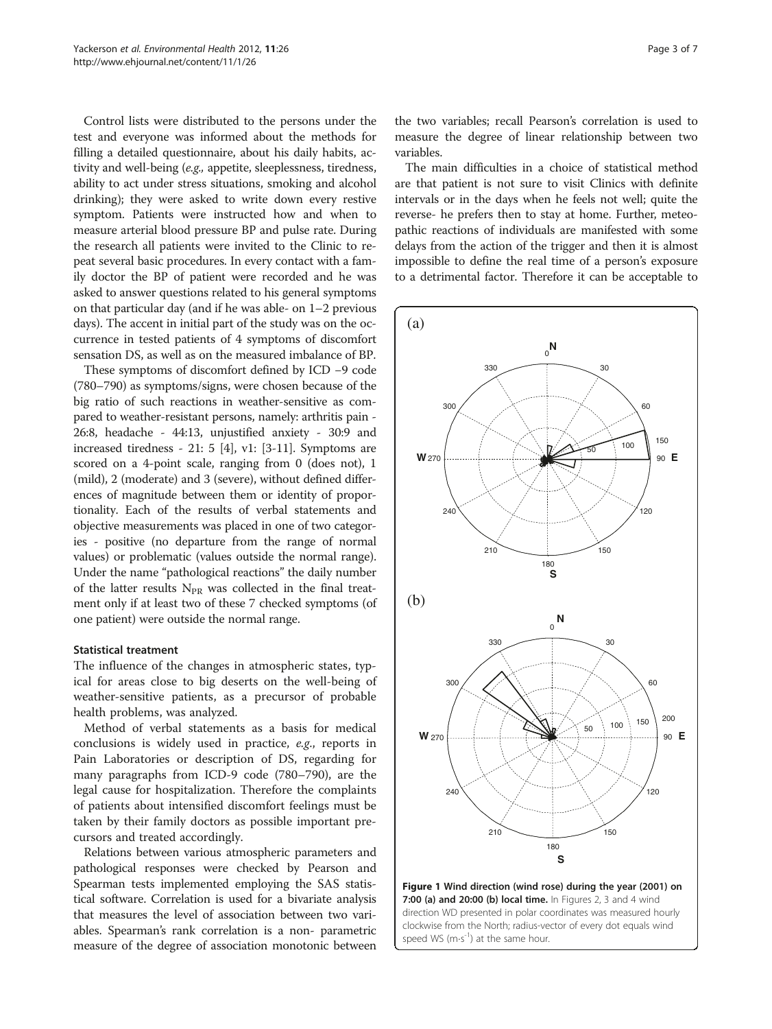Control lists were distributed to the persons under the test and everyone was informed about the methods for filling a detailed questionnaire, about his daily habits, activity and well-being (*e.g.,* appetite, sleeplessness, tiredness, ability to act under stress situations, smoking and alcohol drinking); they were asked to write down every restive symptom. Patients were instructed how and when to measure arterial blood pressure BP and pulse rate. During the research all patients were invited to the Clinic to repeat several basic procedures. In every contact with a family doctor the BP of patient were recorded and he was asked to answer questions related to his general symptoms on that particular day (and if he was able- on 1–2 previous days). The accent in initial part of the study was on the occurrence in tested patients of 4 symptoms of discomfort sensation DS, as well as on the measured imbalance of BP.

These symptoms of discomfort defined by ICD –9 code (780–790) as symptoms/signs, were chosen because of the big ratio of such reactions in weather-sensitive as compared to weather-resistant persons, namely: arthritis pain - 26:8, headache - 44:13, unjustified anxiety - 30:9 and increased tiredness - 21: 5 [4], v1: [3-11]. Symptoms are scored on a 4-point scale, ranging from 0 (does not), 1 (mild), 2 (moderate) and 3 (severe), without defined differences of magnitude between them or identity of proportionality. Each of the results of verbal statements and objective measurements was placed in one of two categories - positive (no departure from the range of normal values) or problematic (values outside the normal range). Under the name "pathological reactions" the daily number of the latter results $N_{PR}$ was collected in the final treatment only if at least two of these 7 checked symptoms (of one patient) were outside the normal range.

#### Statistical treatment

The influence of the changes in atmospheric states, typical for areas close to big deserts on the well-being of weather-sensitive patients, as a precursor of probable health problems, was analyzed.

Method of verbal statements as a basis for medical conclusions is widely used in practice, *e.g.*, reports in Pain Laboratories or description of DS, regarding for many paragraphs from ICD-9 code (780–790), are the legal cause for hospitalization. Therefore the complaints of patients about intensified discomfort feelings must be taken by their family doctors as possible important precursors and treated accordingly.

Relations between various atmospheric parameters and pathological responses were checked by Pearson and Spearman tests implemented employing the SAS statistical software. Correlation is used for a bivariate analysis that measures the level of association between two variables. Spearman's rank correlation is a non- parametric measure of the degree of association monotonic between the two variables; recall Pearson's correlation is used to measure the degree of linear relationship between two variables.

The main difficulties in a choice of statistical method are that patient is not sure to visit Clinics with definite intervals or in the days when he feels not well; quite the reverse- he prefers then to stay at home. Further, meteopathic reactions of individuals are manifested with some delays from the action of the trigger and then it is almost impossible to define the real time of a person's exposure to a detrimental factor. Therefore it can be acceptable to

**Figure 1 Wind direction (wind rose) during the year (2001) on 7:00 (a) and 20:00 (b) local time.** In Figures 2, 3 and 4 wind direction WD presented in polar coordinates was measured hourly clockwise from the North; radius-vector of every dot equals wind speed WS ($m \cdot s^{-1}$) at the same hour.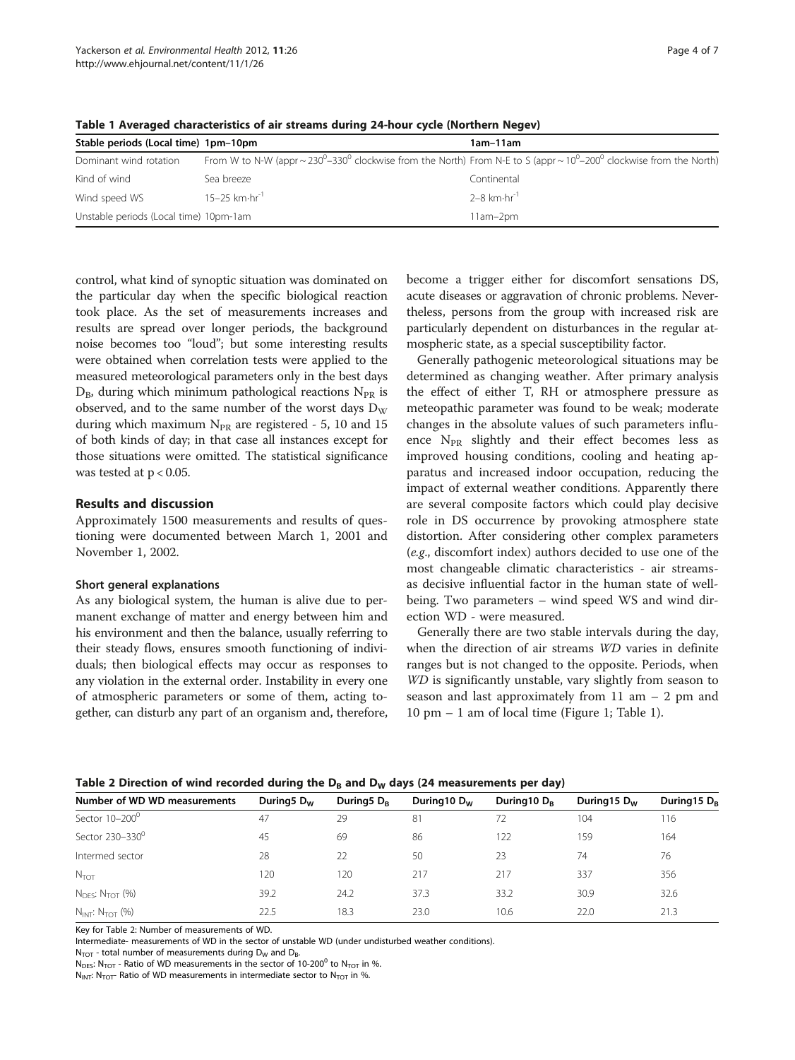**Table 1 Averaged characteristics of air streams during 24-hour cycle (Northern Negev)**

| Stable periods (Local time) 1pm–10pm | | 1am–11am |
|---|---|---|
| Dominant wind rotation | From W to N-W (appr ~ $230^0$–$330^0$ clockwise from the North) | From N-E to S (appr ~ $10^0$–$200^0$ clockwise from the North) |
| Kind of wind | Sea breeze | Continental |
| Wind speed WS | 15–25 $km \cdot hr^{-1}$ | 2–8 $km \cdot hr^{-1}$ |
| Unstable periods (Local time) 10pm-1am | | 11am–2pm |

control, what kind of synoptic situation was dominated on the particular day when the specific biological reaction took place. As the set of measurements increases and results are spread over longer periods, the background noise becomes too "loud"; but some interesting results were obtained when correlation tests were applied to the measured meteorological parameters only in the best days $D_B$, during which minimum pathological reactions $N_{PR}$ is observed, and to the same number of the worst days $D_W$ during which maximum $N_{PR}$ are registered - 5, 10 and 15 of both kinds of day; in that case all instances except for those situations were omitted. The statistical significance was tested at $p < 0.05$.

## Results and discussion

Approximately 1500 measurements and results of questioning were documented between March 1, 2001 and November 1, 2002.

### Short general explanations

As any biological system, the human is alive due to permanent exchange of matter and energy between him and his environment and then the balance, usually referring to their steady flows, ensures smooth functioning of individuals; then biological effects may occur as responses to any violation in the external order. Instability in every one of atmospheric parameters or some of them, acting together, can disturb any part of an organism and, therefore, become a trigger either for discomfort sensations DS, acute diseases or aggravation of chronic problems. Nevertheless, persons from the group with increased risk are particularly dependent on disturbances in the regular atmospheric state, as a special susceptibility factor.

Generally pathogenic meteorological situations may be determined as changing weather. After primary analysis the effect of either T, RH or atmosphere pressure as meteopathic parameter was found to be weak; moderate changes in the absolute values of such parameters influence $N_{PR}$ slightly and their effect becomes less as improved housing conditions, cooling and heating apparatus and increased indoor occupation, reducing the impact of external weather conditions. Apparently there are several composite factors which could play decisive role in DS occurrence by provoking atmosphere state distortion. After considering other complex parameters (*e.g.*, discomfort index) authors decided to use one of the most changeable climatic characteristics - air streams-as decisive influential factor in the human state of well-being. Two parameters – wind speed WS and wind direction WD - were measured.

Generally there are two stable intervals during the day, when the direction of air streams *WD* varies in definite ranges but is not changed to the opposite. Periods, when *WD* is significantly unstable, vary slightly from season to season and last approximately from 11 am – 2 pm and 10 pm – 1 am of local time (Figure 1; Table 1).

**Table 2 Direction of wind recorded during the $D_B$ and $D_W$ days (24 measurements per day)**

| Number of WD WD measurements | During5 $D_W$ | During5 $D_B$ | During10 $D_W$ | During10 $D_B$ | During15 $D_W$ | During15 $D_B$ |
|---|---|---|---|---|---|---|
| Sector 10–$200^0$ | 47 | 29 | 81 | 72 | 104 | 116 |
| Sector 230–$330^0$ | 45 | 69 | 86 | 122 | 159 | 164 |
| Intermed sector | 28 | 22 | 50 | 23 | 74 | 76 |
| $N_{TOT}$ | 120 | 120 | 217 | 217 | 337 | 356 |
| $N_{DES}$: $N_{TOT}$ (%) | 39.2 | 24.2 | 37.3 | 33.2 | 30.9 | 32.6 |
| $N_{INT}$: $N_{TOT}$ (%) | 22.5 | 18.3 | 23.0 | 10.6 | 22.0 | 21.3 |

Key for Table 2: Number of measurements of WD.

Intermediate- measurements of WD in the sector of unstable WD (under undisturbed weather conditions).

$N_{TOT}$ - total number of measurements during $D_W$ and $D_B$.

$N_{DES}$: $N_{TOT}$ - Ratio of WD measurements in the sector of 10-$200^0$ to $N_{TOT}$ in %.

$N_{INT}$: $N_{TOT}$– Ratio of WD measurements in intermediate sector to $N_{TOT}$ in %.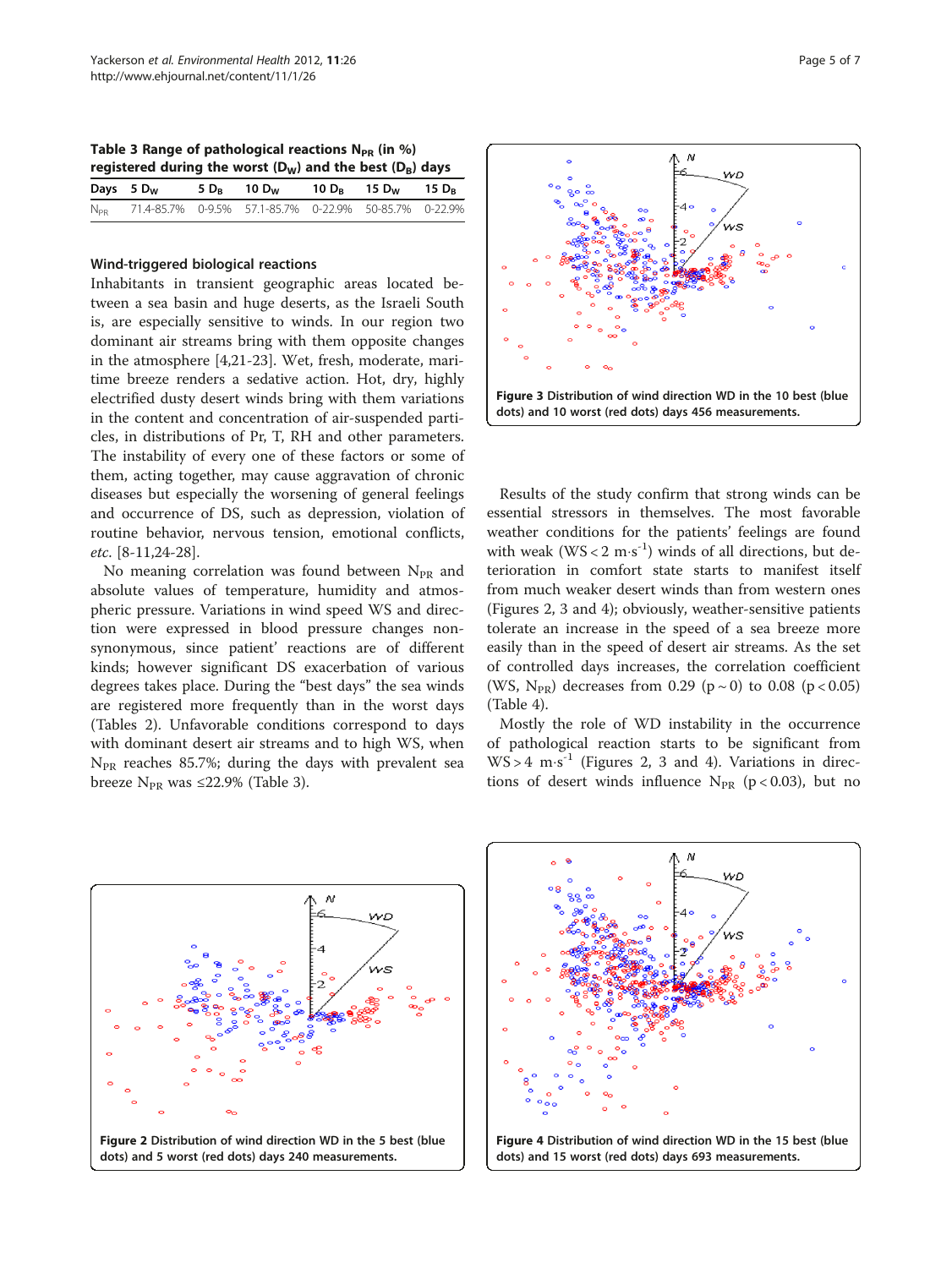**Table 3 Range of pathological reactions $N_{PR}$ (in %) registered during the worst ($D_W$) and the best ($D_B$) days**

| Days | 5 $D_W$ | 5 $D_B$ | 10 $D_W$ | 10 $D_B$ | 15 $D_W$ | 15 $D_B$ |
|---|---|---|---|---|---|---|
| $N_{PR}$ | 71.4-85.7% | 0-9.5% | 57.1-85.7% | 0-22.9% | 50-85.7% | 0-22.9% |

### Wind-triggered biological reactions

Inhabitants in transient geographic areas located between a sea basin and huge deserts, as the Israeli South is, are especially sensitive to winds. In our region two dominant air streams bring with them opposite changes in the atmosphere [4,21-23]. Wet, fresh, moderate, maritime breeze renders a sedative action. Hot, dry, highly electrified dusty desert winds bring with them variations in the content and concentration of air-suspended particles, in distributions of Pr, T, RH and other parameters. The instability of every one of these factors or some of them, acting together, may cause aggravation of chronic diseases but especially the worsening of general feelings and occurrence of DS, such as depression, violation of routine behavior, nervous tension, emotional conflicts, *etc.* [8-11,24-28].

No meaning correlation was found between $N_{PR}$ and absolute values of temperature, humidity and atmospheric pressure. Variations in wind speed WS and direction were expressed in blood pressure changes non-synonymous, since patient' reactions are of different kinds; however significant DS exacerbation of various degrees takes place. During the "best days" the sea winds are registered more frequently than in the worst days (Tables 2). Unfavorable conditions correspond to days with dominant desert air streams and to high WS, when $N_{PR}$ reaches 85.7%; during the days with prevalent sea breeze $N_{PR}$ was ≤22.9% (Table 3).

**Figure 3** Distribution of wind direction WD in the 10 best (blue dots) and 10 worst (red dots) days 456 measurements.

Results of the study confirm that strong winds can be essential stressors in themselves. The most favorable weather conditions for the patients' feelings are found with weak ($WS < 2\ m \cdot s^{-1}$) winds of all directions, but deterioration in comfort state starts to manifest itself from much weaker desert winds than from western ones (Figures 2, 3 and 4); obviously, weather-sensitive patients tolerate an increase in the speed of a sea breeze more easily than in the speed of desert air streams. As the set of controlled days increases, the correlation coefficient (WS, $N_{PR}$) decreases from 0.29 ($p \sim 0$) to 0.08 ($p < 0.05$) (Table 4).

Mostly the role of WD instability in the occurrence of pathological reaction starts to be significant from $WS > 4\ m \cdot s^{-1}$ (Figures 2, 3 and 4). Variations in directions of desert winds influence $N_{PR}$ ($p < 0.03$), but no

**Figure 2** Distribution of wind direction WD in the 5 best (blue dots) and 5 worst (red dots) days 240 measurements.

**Figure 4** Distribution of wind direction WD in the 15 best (blue dots) and 15 worst (red dots) days 693 measurements.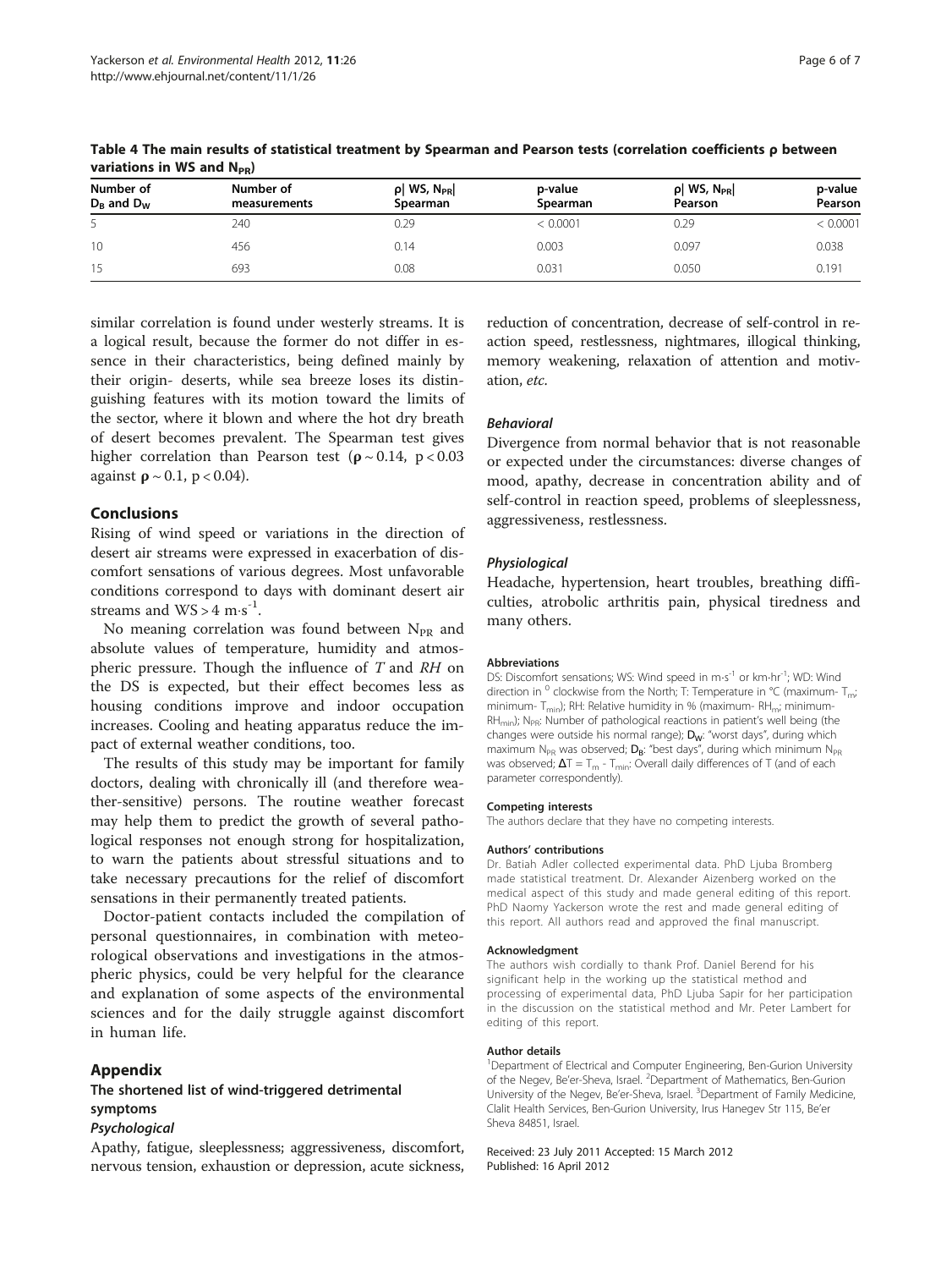**Table 4 The main results of statistical treatment by Spearman and Pearson tests (correlation coefficients ρ between variations in WS and $N_{PR}$)**

| Number of $D_B$ and $D_W$ | Number of measurements | ρ\| WS, $N_{PR}$\| Spearman | p-value Spearman | ρ\| WS, $N_{PR}$\| Pearson | p-value Pearson |
|---|---|---|---|---|---|
| 5 | 240 | 0.29 | < 0.0001 | 0.29 | < 0.0001 |
| 10 | 456 | 0.14 | 0.003 | 0.097 | 0.038 |
| 15 | 693 | 0.08 | 0.031 | 0.050 | 0.191 |

similar correlation is found under westerly streams. It is a logical result, because the former do not differ in essence in their characteristics, being defined mainly by their origin- deserts, while sea breeze loses its distinguishing features with its motion toward the limits of the sector, where it blown and where the hot dry breath of desert becomes prevalent. The Spearman test gives higher correlation than Pearson test ($\rho \sim 0.14$, $p < 0.03$ against $\rho \sim 0.1$, $p < 0.04$).

## Conclusions

Rising of wind speed or variations in the direction of desert air streams were expressed in exacerbation of discomfort sensations of various degrees. Most unfavorable conditions correspond to days with dominant desert air streams and $WS > 4\ m \cdot s^{-1}$.

No meaning correlation was found between $N_{PR}$ and absolute values of temperature, humidity and atmospheric pressure. Though the influence of $T$ and $RH$ on the DS is expected, but their effect becomes less as housing conditions improve and indoor occupation increases. Cooling and heating apparatus reduce the impact of external weather conditions, too.

The results of this study may be important for family doctors, dealing with chronically ill (and therefore weather-sensitive) persons. The routine weather forecast may help them to predict the growth of several pathological responses not enough strong for hospitalization, to warn the patients about stressful situations and to take necessary precautions for the relief of discomfort sensations in their permanently treated patients.

Doctor-patient contacts included the compilation of personal questionnaires, in combination with meteorological observations and investigations in the atmospheric physics, could be very helpful for the clearance and explanation of some aspects of the environmental sciences and for the daily struggle against discomfort in human life.

## Appendix

### The shortened list of wind-triggered detrimental symptoms

#### *Psychological*

Apathy, fatigue, sleeplessness; aggressiveness, discomfort, nervous tension, exhaustion or depression, acute sickness, reduction of concentration, decrease of self-control in reaction speed, restlessness, nightmares, illogical thinking, memory weakening, relaxation of attention and motivation, *etc.*

#### *Behavioral*

Divergence from normal behavior that is not reasonable or expected under the circumstances: diverse changes of mood, apathy, decrease in concentration ability and of self-control in reaction speed, problems of sleeplessness, aggressiveness, restlessness.

#### *Physiological*

Headache, hypertension, heart troubles, breathing difficulties, atrobolic arthritis pain, physical tiredness and many others.

#### Abbreviations

DS: Discomfort sensations; WS: Wind speed in $m \cdot s^{-1}$ or $km \cdot hr^{-1}$; WD: Wind direction in $^0$ clockwise from the North; T: Temperature in °C (maximum- $T_m$; minimum- $T_{min}$); RH: Relative humidity in % (maximum- $RH_m$; minimum- $RH_{min}$); $N_{PR}$: Number of pathological reactions in patient's well being (the changes were outside his normal range); $D_W$: "worst days", during which maximum $N_{PR}$ was observed; $D_B$: "best days", during which minimum $N_{PR}$ was observed; $\Delta T = T_m - T_{min}$: Overall daily differences of T (and of each parameter correspondently).

#### Competing interests

The authors declare that they have no competing interests.

#### Authors' contributions

Dr. Batiah Adler collected experimental data. PhD Ljuba Bromberg made statistical treatment. Dr. Alexander Aizenberg worked on the medical aspect of this study and made general editing of this report. PhD Naomy Yackerson wrote the rest and made general editing of this report. All authors read and approved the final manuscript.

#### Acknowledgment

The authors wish cordially to thank Prof. Daniel Berend for his significant help in the working up the statistical method and processing of experimental data, PhD Ljuba Sapir for her participation in the discussion on the statistical method and Mr. Peter Lambert for editing of this report.

#### Author details

[1]Department of Electrical and Computer Engineering, Ben-Gurion University of the Negev, Be'er-Sheva, Israel. [2]Department of Mathematics, Ben-Gurion University of the Negev, Be'er-Sheva, Israel. [3]Department of Family Medicine, Clalit Health Services, Ben-Gurion University, Irus Hanegev Str 115, Be'er Sheva 84851, Israel.

Received: 23 July 2011 Accepted: 15 March 2012
Published: 16 April 2012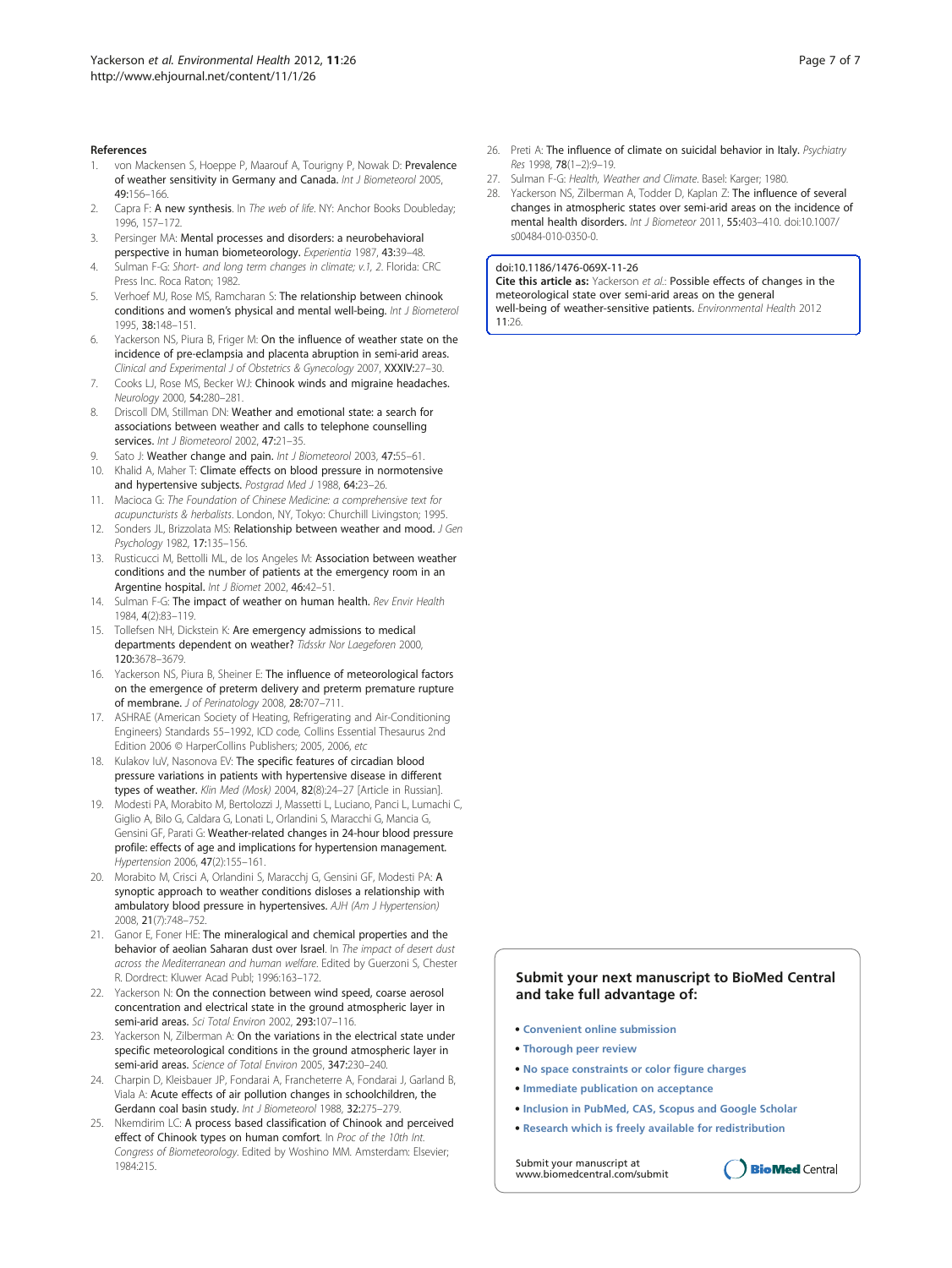## References

1. von Mackensen S, Hoeppe P, Maarouf A, Tourigny P, Nowak D: **Prevalence of weather sensitivity in Germany and Canada.** *Int J Biometeorol* 2005, **49:**156–166.
2. Capra F: **A new synthesis.** In *The web of life*. NY: Anchor Books Doubleday; 1996, 157–172.
3. Persinger MA: **Mental processes and disorders: a neurobehavioral perspective in human biometeorology.** *Experientia* 1987, **43:**39–48.
4. Sulman F-G: *Short- and long term changes in climate; v.1, 2*. Florida: CRC Press Inc. Roca Raton; 1982.
5. Verhoef MJ, Rose MS, Ramcharan S: **The relationship between chinook conditions and women's physical and mental well-being.** *Int J Biometerol* 1995, **38:**148–151.
6. Yackerson NS, Piura B, Friger M: **On the influence of weather state on the incidence of pre-eclampsia and placenta abruption in semi-arid areas.** *Clinical and Experimental J of Obstetrics & Gynecology* 2007, **XXXIV:**27–30.
7. Cooks LJ, Rose MS, Becker WJ: **Chinook winds and migraine headaches.** *Neurology* 2000, **54:**280–281.
8. Driscoll DM, Stillman DN: **Weather and emotional state: a search for associations between weather and calls to telephone counselling services.** *Int J Biometeorol* 2002, **47:**21–35.
9. Sato J: **Weather change and pain.** *Int J Biometeorol* 2003, **47:**55–61.
10. Khalid A, Maher T: **Climate effects on blood pressure in normotensive and hypertensive subjects.** *Postgrad Med J* 1988, **64:**23–26.
11. Macioca G: *The Foundation of Chinese Medicine: a comprehensive text for acupuncturists & herbalists*. London, NY, Tokyo: Churchill Livingston; 1995.
12. Sonders JL, Brizzolata MS: **Relationship between weather and mood.** *J Gen Psychology* 1982, **17:**135–156.
13. Rusticucci M, Bettolli ML, de los Angeles M: **Association between weather conditions and the number of patients at the emergency room in an Argentine hospital.** *Int J Biomet* 2002, **46:**42–51.
14. Sulman F-G: **The impact of weather on human health.** *Rev Envir Health* 1984, **4**(2):83–119.
15. Tollefsen NH, Dickstein K: **Are emergency admissions to medical departments dependent on weather?** *Tidsskr Nor Laegeforen* 2000, **120:**3678–3679.
16. Yackerson NS, Piura B, Sheiner E: **The influence of meteorological factors on the emergence of preterm delivery and preterm premature rupture of membrane.** *J of Perinatology* 2008, **28:**707–711.
17. ASHRAE (American Society of Heating, Refrigerating and Air-Conditioning Engineers) Standards 55–1992, ICD code, Collins Essential Thesaurus 2nd Edition 2006 © HarperCollins Publishers; 2005, 2006, *etc*
18. Kulakov IuV, Nasonova EV: **The specific features of circadian blood pressure variations in patients with hypertensive disease in different types of weather.** *Klin Med (Mosk)* 2004, **82**(8):24–27 [Article in Russian].
19. Modesti PA, Morabito M, Bertolozzi J, Massetti L, Luciano, Panci L, Lumachi C, Giglio A, Bilo G, Caldara G, Lonati L, Orlandini S, Maracchi G, Mancia G, Gensini GF, Parati G: **Weather-related changes in 24-hour blood pressure profile: effects of age and implications for hypertension management.** *Hypertension* 2006, **47**(2):155–161.
20. Morabito M, Crisci A, Orlandini S, Maracchj G, Gensini GF, Modesti PA: **A synoptic approach to weather conditions disloses a relationship with ambulatory blood pressure in hypertensives.** *AJH (Am J Hypertension)* 2008, **21**(7):748–752.
21. Ganor E, Foner HE: **The mineralogical and chemical properties and the behavior of aeolian Saharan dust over Israel.** In *The impact of desert dust across the Mediterranean and human welfare*. Edited by Guerzoni S, Chester R. Dordrect: Kluwer Acad Publ; 1996:163–172.
22. Yackerson N: **On the connection between wind speed, coarse aerosol concentration and electrical state in the ground atmospheric layer in semi-arid areas.** *Sci Total Environ* 2002, **293:**107–116.
23. Yackerson N, Zilberman A: **On the variations in the electrical state under specific meteorological conditions in the ground atmospheric layer in semi-arid areas.** *Science of Total Environ* 2005, **347:**230–240.
24. Charpin D, Kleisbauer JP, Fondarai A, Francheterre A, Fondarai J, Garland B, Viala A: **Acute effects of air pollution changes in schoolchildren, the Gerdann coal basin study.** *Int J Biometeorol* 1988, **32:**275–279.
25. Nkemdirim LC: **A process based classification of Chinook and perceived effect of Chinook types on human comfort.** In *Proc of the 10th Int. Congress of Biometeorology*. Edited by Woshino MM. Amsterdam: Elsevier; 1984:215.
26. Preti A: **The influence of climate on suicidal behavior in Italy.** *Psychiatry Res* 1998, **78**(1–2):9–19.
27. Sulman F-G: *Health, Weather and Climate*. Basel: Karger; 1980.
28. Yackerson NS, Zilberman A, Todder D, Kaplan Z: **The influence of several changes in atmospheric states over semi-arid areas on the incidence of mental health disorders.** *Int J Biometeor* 2011, **55:**403–410. doi:10.1007/s00484-010-0350-0.

doi:10.1186/1476-069X-11-26

**Cite this article as:** Yackerson *et al.*: Possible effects of changes in the meteorological state over semi-arid areas on the general well-being of weather-sensitive patients. *Environmental Health* 2012 11:26.

**Submit your next manuscript to BioMed Central and take full advantage of:**

- **Convenient online submission**
- **Thorough peer review**
- **No space constraints or color figure charges**
- **Immediate publication on acceptance**
- **Inclusion in PubMed, CAS, Scopus and Google Scholar**
- **Research which is freely available for redistribution**

Submit your manuscript at
www.biomedcentral.com/submit

BioMed Central